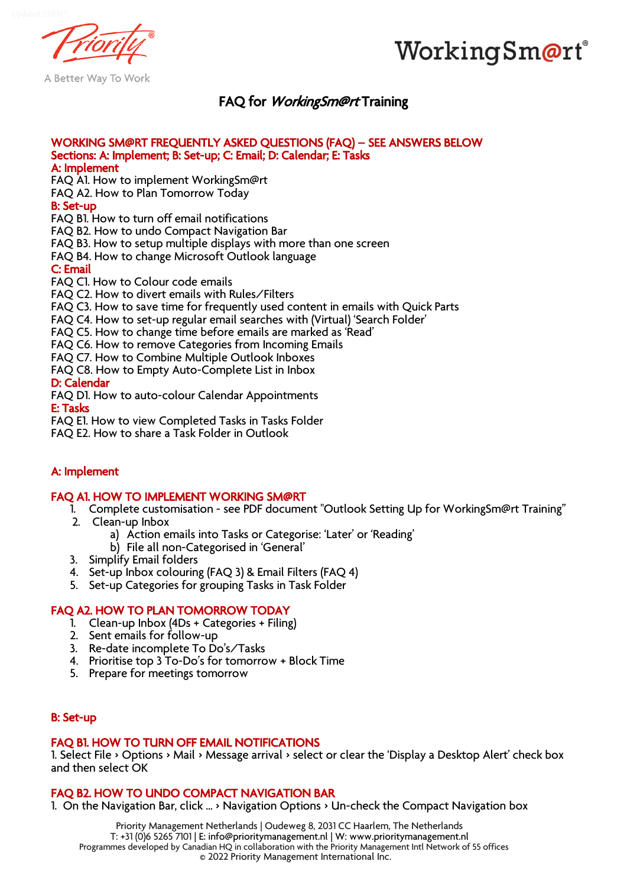# FAQ for *WorkingSm@rt* Training

**WORKING SM@RT FREQUENTLY ASKED QUESTIONS (FAQ) – SEE ANSWERS BELOW**
**Sections: A: Implement; B: Set-up; C: Email; D: Calendar; E: Tasks**

**A: Implement**
FAQ A1. How to implement WorkingSm@rt
FAQ A2. How to Plan Tomorrow Today

**B: Set-up**
FAQ B1. How to turn off email notifications
FAQ B2. How to undo Compact Navigation Bar
FAQ B3. How to setup multiple displays with more than one screen
FAQ B4. How to change Microsoft Outlook language

**C: Email**
FAQ C1. How to Colour code emails
FAQ C2. How to divert emails with Rules/Filters
FAQ C3. How to save time for frequently used content in emails with Quick Parts
FAQ C4. How to set-up regular email searches with (Virtual) 'Search Folder'
FAQ C5. How to change time before emails are marked as 'Read'
FAQ C6. How to remove Categories from Incoming Emails
FAQ C7. How to Combine Multiple Outlook Inboxes
FAQ C8. How to Empty Auto-Complete List in Inbox

**D: Calendar**
FAQ D1. How to auto-colour Calendar Appointments

**E: Tasks**
FAQ E1. How to view Completed Tasks in Tasks Folder
FAQ E2. How to share a Task Folder in Outlook

## A: Implement

### FAQ A1. HOW TO IMPLEMENT WORKING SM@RT

1. Complete customisation - see PDF document "Outlook Setting Up for WorkingSm@rt Training"
2. Clean-up Inbox
   a) Action emails into Tasks or Categorise: 'Later' or 'Reading'
   b) File all non-Categorised in 'General'
3. Simplify Email folders
4. Set-up Inbox colouring (FAQ 3) & Email Filters (FAQ 4)
5. Set-up Categories for grouping Tasks in Task Folder

### FAQ A2. HOW TO PLAN TOMORROW TODAY

1. Clean-up Inbox (4Ds + Categories + Filing)
2. Sent emails for follow-up
3. Re-date incomplete To Do's/Tasks
4. Prioritise top 3 To-Do's for tomorrow + Block Time
5. Prepare for meetings tomorrow

## B: Set-up

### FAQ B1. HOW TO TURN OFF EMAIL NOTIFICATIONS

1. Select File › Options › Mail › Message arrival › select or clear the 'Display a Desktop Alert' check box and then select OK

### FAQ B2. HOW TO UNDO COMPACT NAVIGATION BAR

1. On the Navigation Bar, click ... › Navigation Options › Un-check the Compact Navigation box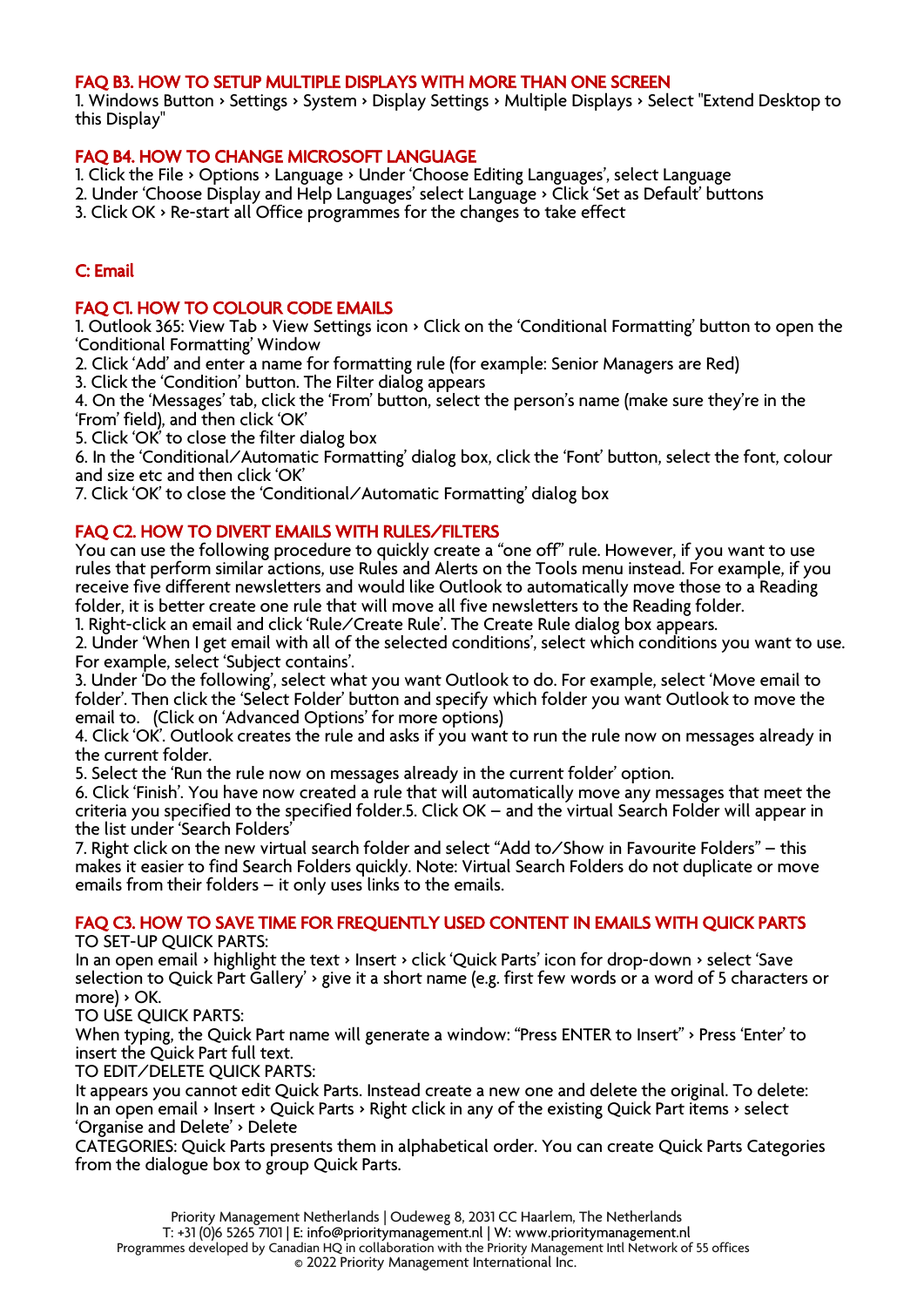### FAQ B3. HOW TO SETUP MULTIPLE DISPLAYS WITH MORE THAN ONE SCREEN

1. Windows Button › Settings › System › Display Settings › Multiple Displays › Select "Extend Desktop to this Display"

### FAQ B4. HOW TO CHANGE MICROSOFT LANGUAGE

1. Click the File › Options › Language › Under 'Choose Editing Languages', select Language
2. Under 'Choose Display and Help Languages' select Language › Click 'Set as Default' buttons
3. Click OK › Re-start all Office programmes for the changes to take effect

## C: Email

### FAQ C1. HOW TO COLOUR CODE EMAILS

1. Outlook 365: View Tab › View Settings icon › Click on the 'Conditional Formatting' button to open the 'Conditional Formatting' Window
2. Click 'Add' and enter a name for formatting rule (for example: Senior Managers are Red)
3. Click the 'Condition' button. The Filter dialog appears
4. On the 'Messages' tab, click the 'From' button, select the person's name (make sure they're in the 'From' field), and then click 'OK'
5. Click 'OK' to close the filter dialog box
6. In the 'Conditional/Automatic Formatting' dialog box, click the 'Font' button, select the font, colour and size etc and then click 'OK'
7. Click 'OK' to close the 'Conditional/Automatic Formatting' dialog box

### FAQ C2. HOW TO DIVERT EMAILS WITH RULES/FILTERS

You can use the following procedure to quickly create a "one off" rule. However, if you want to use rules that perform similar actions, use Rules and Alerts on the Tools menu instead. For example, if you receive five different newsletters and would like Outlook to automatically move those to a Reading folder, it is better create one rule that will move all five newsletters to the Reading folder.

1. Right-click an email and click 'Rule/Create Rule'. The Create Rule dialog box appears.
2. Under 'When I get email with all of the selected conditions', select which conditions you want to use. For example, select 'Subject contains'.
3. Under 'Do the following', select what you want Outlook to do. For example, select 'Move email to folder'. Then click the 'Select Folder' button and specify which folder you want Outlook to move the email to. (Click on 'Advanced Options' for more options)
4. Click 'OK'. Outlook creates the rule and asks if you want to run the rule now on messages already in the current folder.
5. Select the 'Run the rule now on messages already in the current folder' option.
6. Click 'Finish'. You have now created a rule that will automatically move any messages that meet the criteria you specified to the specified folder.5. Click OK – and the virtual Search Folder will appear in the list under 'Search Folders'
7. Right click on the new virtual search folder and select "Add to/Show in Favourite Folders" – this makes it easier to find Search Folders quickly. Note: Virtual Search Folders do not duplicate or move emails from their folders – it only uses links to the emails.

### FAQ C3. HOW TO SAVE TIME FOR FREQUENTLY USED CONTENT IN EMAILS WITH QUICK PARTS

TO SET-UP QUICK PARTS:
In an open email › highlight the text › Insert › click 'Quick Parts' icon for drop-down › select 'Save selection to Quick Part Gallery' › give it a short name (e.g. first few words or a word of 5 characters or more) › OK.

TO USE QUICK PARTS:
When typing, the Quick Part name will generate a window: "Press ENTER to Insert" › Press 'Enter' to insert the Quick Part full text.

TO EDIT/DELETE QUICK PARTS:
It appears you cannot edit Quick Parts. Instead create a new one and delete the original. To delete: In an open email › Insert › Quick Parts › Right click in any of the existing Quick Part items › select 'Organise and Delete' › Delete

CATEGORIES: Quick Parts presents them in alphabetical order. You can create Quick Parts Categories from the dialogue box to group Quick Parts.

Priority Management Netherlands | Oudeweg 8, 2031 CC Haarlem, The Netherlands
T: +31 (0)6 5265 7101 | E: info@prioritymanagement.nl | W: www.prioritymanagement.nl
Programmes developed by Canadian HQ in collaboration with the Priority Management Intl Network of 55 offices
© 2022 Priority Management International Inc.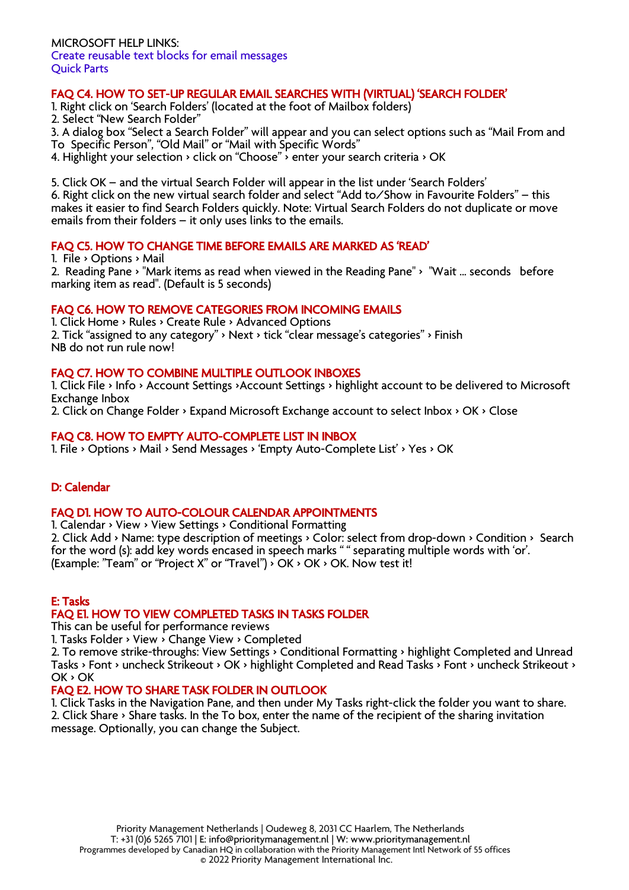MICROSOFT HELP LINKS:
Create reusable text blocks for email messages
Quick Parts

### FAQ C4. HOW TO SET-UP REGULAR EMAIL SEARCHES WITH (VIRTUAL) 'SEARCH FOLDER'

1. Right click on 'Search Folders' (located at the foot of Mailbox folders)
2. Select "New Search Folder"
3. A dialog box "Select a Search Folder" will appear and you can select options such as "Mail From and To Specific Person", "Old Mail" or "Mail with Specific Words"
4. Highlight your selection › click on "Choose" › enter your search criteria › OK

5. Click OK – and the virtual Search Folder will appear in the list under 'Search Folders'
6. Right click on the new virtual search folder and select "Add to/Show in Favourite Folders" – this makes it easier to find Search Folders quickly. Note: Virtual Search Folders do not duplicate or move emails from their folders – it only uses links to the emails.

### FAQ C5. HOW TO CHANGE TIME BEFORE EMAILS ARE MARKED AS 'READ'

1. File › Options › Mail
2. Reading Pane › "Mark items as read when viewed in the Reading Pane" › "Wait ... seconds before marking item as read". (Default is 5 seconds)

### FAQ C6. HOW TO REMOVE CATEGORIES FROM INCOMING EMAILS

1. Click Home › Rules › Create Rule › Advanced Options
2. Tick "assigned to any category" › Next › tick "clear message's categories" › Finish

NB do not run rule now!

### FAQ C7. HOW TO COMBINE MULTIPLE OUTLOOK INBOXES

1. Click File › Info › Account Settings ›Account Settings › highlight account to be delivered to Microsoft Exchange Inbox
2. Click on Change Folder › Expand Microsoft Exchange account to select Inbox › OK › Close

### FAQ C8. HOW TO EMPTY AUTO-COMPLETE LIST IN INBOX

1. File › Options › Mail › Send Messages › 'Empty Auto-Complete List' › Yes › OK

## D: Calendar

### FAQ D1. HOW TO AUTO-COLOUR CALENDAR APPOINTMENTS

1. Calendar › View › View Settings › Conditional Formatting
2. Click Add › Name: type description of meetings › Color: select from drop-down › Condition › Search for the word (s): add key words encased in speech marks " " separating multiple words with 'or'. (Example: "Team" or "Project X" or "Travel") › OK › OK › OK. Now test it!

## E: Tasks

### FAQ E1. HOW TO VIEW COMPLETED TASKS IN TASKS FOLDER

This can be useful for performance reviews

1. Tasks Folder › View › Change View › Completed
2. To remove strike-throughs: View Settings › Conditional Formatting › highlight Completed and Unread Tasks › Font › uncheck Strikeout › OK › highlight Completed and Read Tasks › Font › uncheck Strikeout › OK › OK

### FAQ E2. HOW TO SHARE TASK FOLDER IN OUTLOOK

1. Click Tasks in the Navigation Pane, and then under My Tasks right-click the folder you want to share.
2. Click Share › Share tasks. In the To box, enter the name of the recipient of the sharing invitation message. Optionally, you can change the Subject.